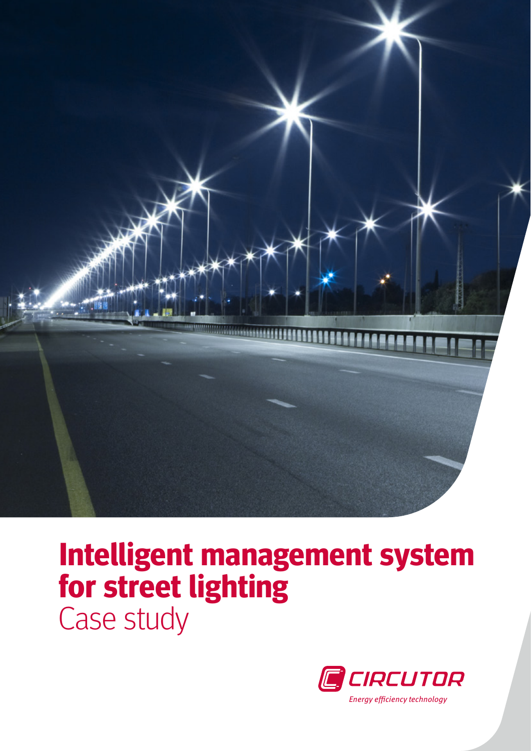# Intelligent management system for street lighting

Case study

CIRCUTOR

*Energy efficiency technology*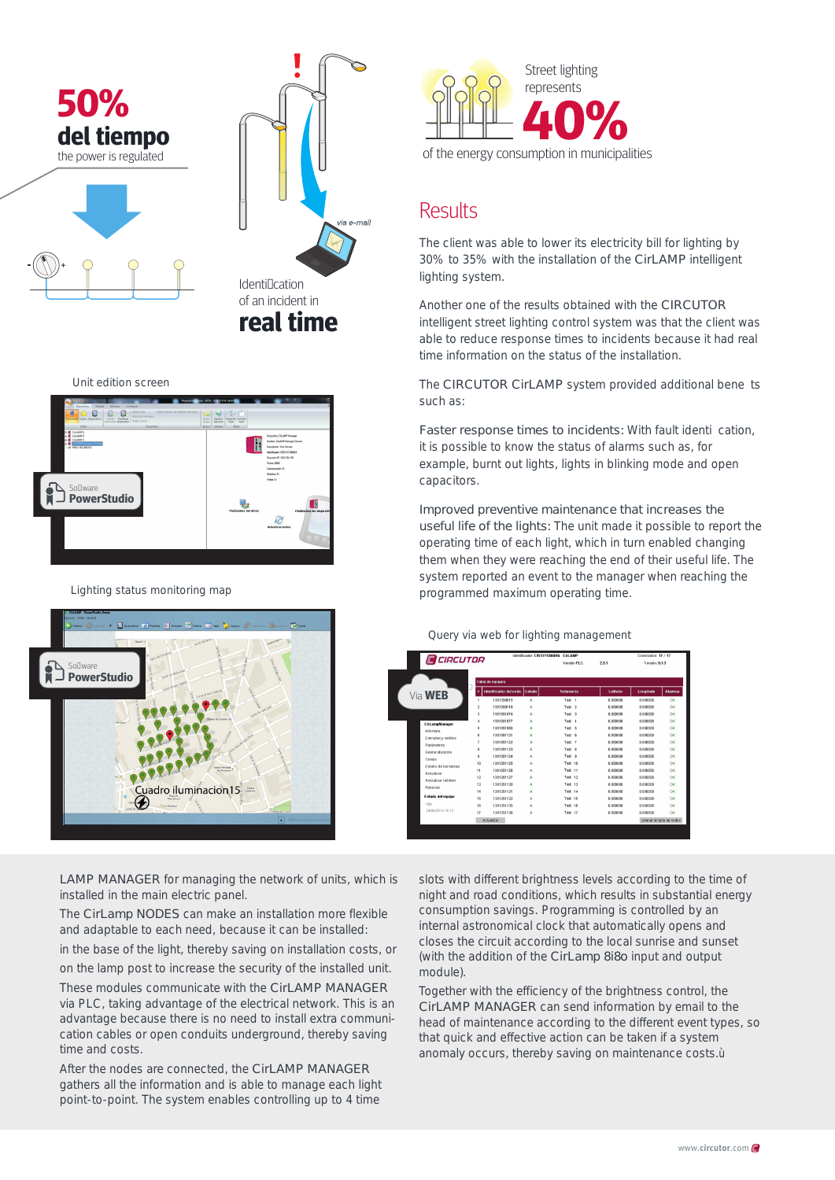**50%**
**del tiempo**
the power is regulated

Identification of an incident in
**real time**

via e-mail

Street lighting represents
**40%**
of the energy consumption in municipalities

## Results

The client was able to lower its electricity bill for lighting by 30% to 35% with the installation of the CirLAMP intelligent lighting system.

Another one of the results obtained with the CIRCUTOR intelligent street lighting control system was that the client was able to reduce response times to incidents because it had real time information on the status of the installation.

The CIRCUTOR CirLAMP system provided additional bene ts such as:

Faster response times to incidents: With fault identi cation, it is possible to know the status of alarms such as, for example, burnt out lights, lights in blinking mode and open capacitors.

Improved preventive maintenance that increases the useful life of the lights: The unit made it possible to report the operating time of each light, which in turn enabled changing them when they were reaching the end of their useful life. The system reported an event to the manager when reaching the programmed maximum operating time.

Unit edition screen

Software **PowerStudio**

Lighting status monitoring map

Software **PowerStudio**

Cuadro iluminacion15

Query via web for lighting management

Via **WEB**

LAMP MANAGER for managing the network of units, which is installed in the main electric panel.

The CirLamp NODES can make an installation more flexible and adaptable to each need, because it can be installed:

in the base of the light, thereby saving on installation costs, or

on the lamp post to increase the security of the installed unit.

These modules communicate with the CirLAMP MANAGER via PLC, taking advantage of the electrical network. This is an advantage because there is no need to install extra communication cables or open conduits underground, thereby saving time and costs.

After the nodes are connected, the CirLAMP MANAGER gathers all the information and is able to manage each light point-to-point. The system enables controlling up to 4 time slots with different brightness levels according to the time of night and road conditions, which results in substantial energy consumption savings. Programming is controlled by an internal astronomical clock that automatically opens and closes the circuit according to the local sunrise and sunset (with the addition of the CirLamp 8i8o input and output module).

Together with the efficiency of the brightness control, the CirLAMP MANAGER can send information by email to the head of maintenance according to the different event types, so that quick and effective action can be taken if a system anomaly occurs, thereby saving on maintenance costs.ù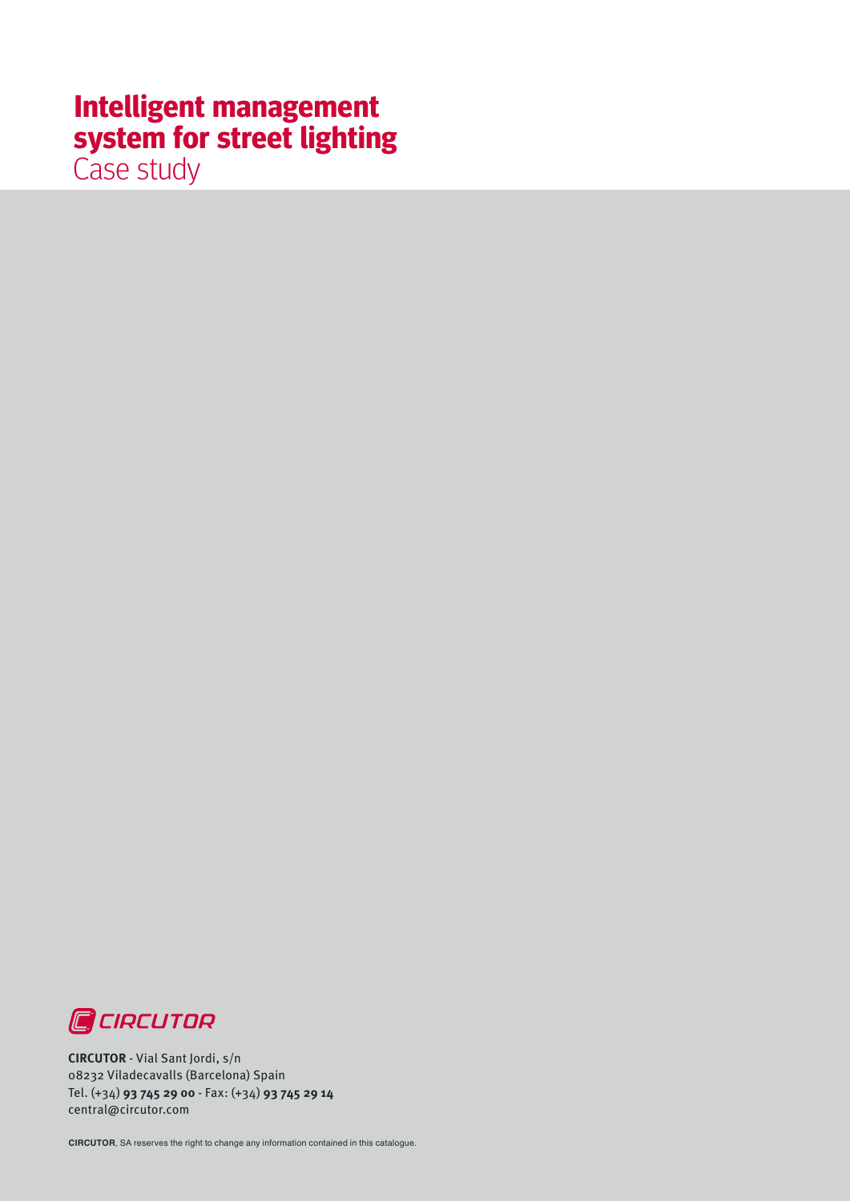# Intelligent management system for street lighting

Case study

CIRCUTOR

**CIRCUTOR** - Vial Sant Jordi, s/n
08232 Viladecavalls (Barcelona) Spain
Tel. (+34) **93 745 29 00** - Fax: (+34) **93 745 29 14**
central@circutor.com

**CIRCUTOR**, SA reserves the right to change any information contained in this catalogue.